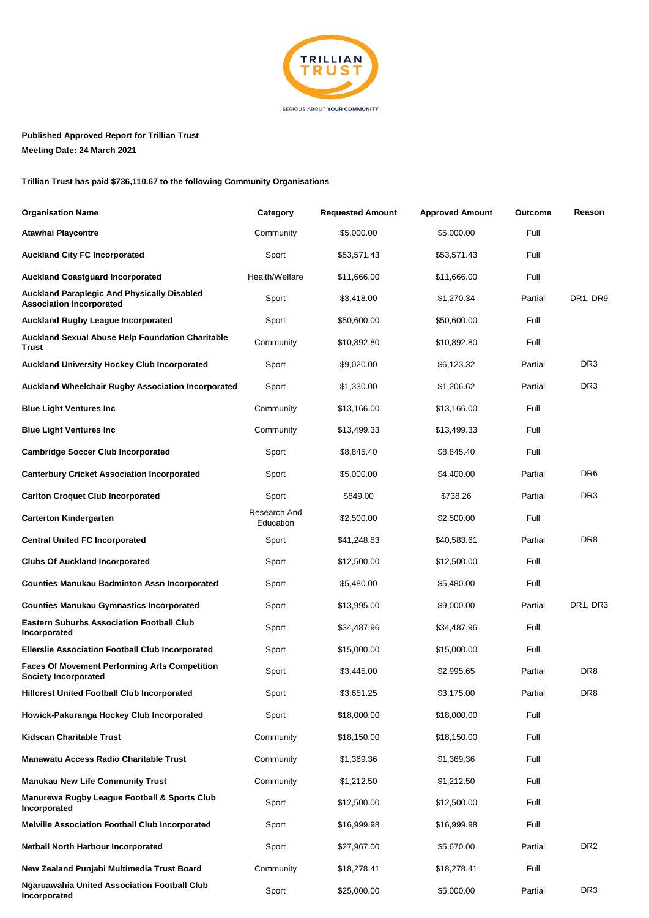TRILLIAN TRUST

SERIOUS ABOUT YOUR COMMUNITY

**Published Approved Report for Trillian Trust**

**Meeting Date: 24 March 2021**

**Trillian Trust has paid $736,110.67 to the following Community Organisations**

| Organisation Name | Category | Requested Amount | Approved Amount | Outcome | Reason |
|---|---|---|---|---|---|
| **Atawhai Playcentre** | Community | $5,000.00 | $5,000.00 | Full | |
| **Auckland City FC Incorporated** | Sport | $53,571.43 | $53,571.43 | Full | |
| **Auckland Coastguard Incorporated** | Health/Welfare | $11,666.00 | $11,666.00 | Full | |
| **Auckland Paraplegic And Physically Disabled Association Incorporated** | Sport | $3,418.00 | $1,270.34 | Partial | DR1, DR9 |
| **Auckland Rugby League Incorporated** | Sport | $50,600.00 | $50,600.00 | Full | |
| **Auckland Sexual Abuse Help Foundation Charitable Trust** | Community | $10,892.80 | $10,892.80 | Full | |
| **Auckland University Hockey Club Incorporated** | Sport | $9,020.00 | $6,123.32 | Partial | DR3 |
| **Auckland Wheelchair Rugby Association Incorporated** | Sport | $1,330.00 | $1,206.62 | Partial | DR3 |
| **Blue Light Ventures Inc** | Community | $13,166.00 | $13,166.00 | Full | |
| **Blue Light Ventures Inc** | Community | $13,499.33 | $13,499.33 | Full | |
| **Cambridge Soccer Club Incorporated** | Sport | $8,845.40 | $8,845.40 | Full | |
| **Canterbury Cricket Association Incorporated** | Sport | $5,000.00 | $4,400.00 | Partial | DR6 |
| **Carlton Croquet Club Incorporated** | Sport | $849.00 | $738.26 | Partial | DR3 |
| **Carterton Kindergarten** | Research And Education | $2,500.00 | $2,500.00 | Full | |
| **Central United FC Incorporated** | Sport | $41,248.83 | $40,583.61 | Partial | DR8 |
| **Clubs Of Auckland Incorporated** | Sport | $12,500.00 | $12,500.00 | Full | |
| **Counties Manukau Badminton Assn Incorporated** | Sport | $5,480.00 | $5,480.00 | Full | |
| **Counties Manukau Gymnastics Incorporated** | Sport | $13,995.00 | $9,000.00 | Partial | DR1, DR3 |
| **Eastern Suburbs Association Football Club Incorporated** | Sport | $34,487.96 | $34,487.96 | Full | |
| **Ellerslie Association Football Club Incorporated** | Sport | $15,000.00 | $15,000.00 | Full | |
| **Faces Of Movement Performing Arts Competition Society Incorporated** | Sport | $3,445.00 | $2,995.65 | Partial | DR8 |
| **Hillcrest United Football Club Incorporated** | Sport | $3,651.25 | $3,175.00 | Partial | DR8 |
| **Howick-Pakuranga Hockey Club Incorporated** | Sport | $18,000.00 | $18,000.00 | Full | |
| **Kidscan Charitable Trust** | Community | $18,150.00 | $18,150.00 | Full | |
| **Manawatu Access Radio Charitable Trust** | Community | $1,369.36 | $1,369.36 | Full | |
| **Manukau New Life Community Trust** | Community | $1,212.50 | $1,212.50 | Full | |
| **Manurewa Rugby League Football & Sports Club Incorporated** | Sport | $12,500.00 | $12,500.00 | Full | |
| **Melville Association Football Club Incorporated** | Sport | $16,999.98 | $16,999.98 | Full | |
| **Netball North Harbour Incorporated** | Sport | $27,967.00 | $5,670.00 | Partial | DR2 |
| **New Zealand Punjabi Multimedia Trust Board** | Community | $18,278.41 | $18,278.41 | Full | |
| **Ngaruawahia United Association Football Club Incorporated** | Sport | $25,000.00 | $5,000.00 | Partial | DR3 |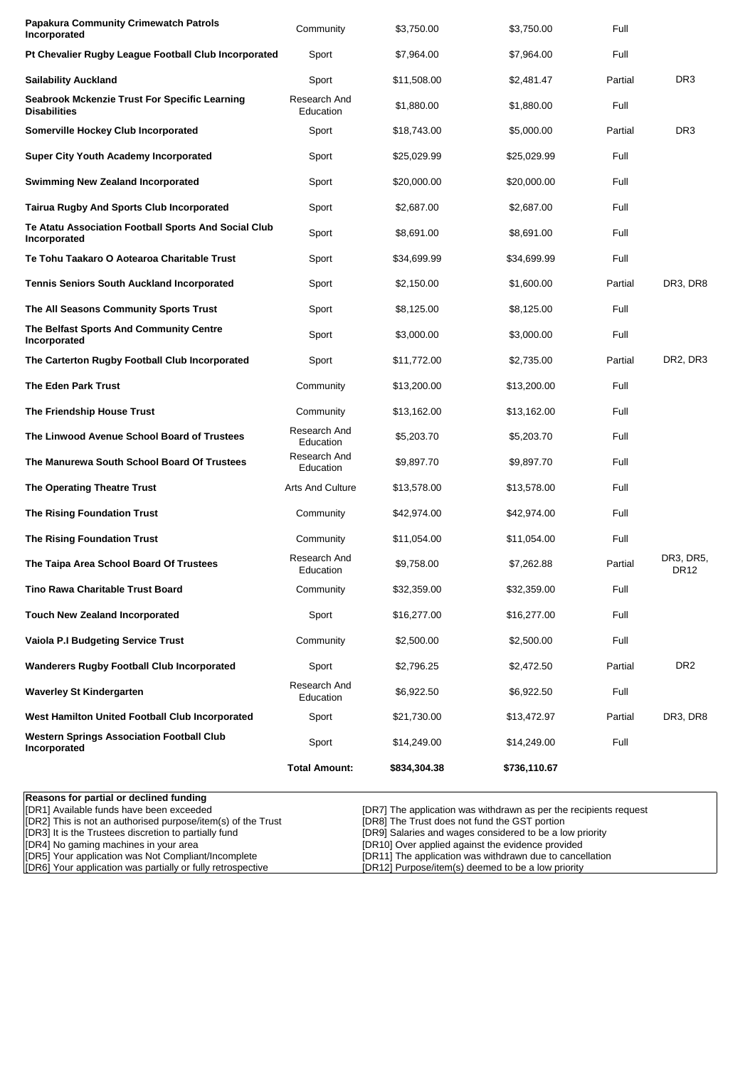| | | | | | |
|---|---|---|---|---|---|
| **Papakura Community Crimewatch Patrols Incorporated** | Community | $3,750.00 | $3,750.00 | Full | |
| **Pt Chevalier Rugby League Football Club Incorporated** | Sport | $7,964.00 | $7,964.00 | Full | |
| **Sailability Auckland** | Sport | $11,508.00 | $2,481.47 | Partial | DR3 |
| **Seabrook Mckenzie Trust For Specific Learning Disabilities** | Research And Education | $1,880.00 | $1,880.00 | Full | |
| **Somerville Hockey Club Incorporated** | Sport | $18,743.00 | $5,000.00 | Partial | DR3 |
| **Super City Youth Academy Incorporated** | Sport | $25,029.99 | $25,029.99 | Full | |
| **Swimming New Zealand Incorporated** | Sport | $20,000.00 | $20,000.00 | Full | |
| **Tairua Rugby And Sports Club Incorporated** | Sport | $2,687.00 | $2,687.00 | Full | |
| **Te Atatu Association Football Sports And Social Club Incorporated** | Sport | $8,691.00 | $8,691.00 | Full | |
| **Te Tohu Taakaro O Aotearoa Charitable Trust** | Sport | $34,699.99 | $34,699.99 | Full | |
| **Tennis Seniors South Auckland Incorporated** | Sport | $2,150.00 | $1,600.00 | Partial | DR3, DR8 |
| **The All Seasons Community Sports Trust** | Sport | $8,125.00 | $8,125.00 | Full | |
| **The Belfast Sports And Community Centre Incorporated** | Sport | $3,000.00 | $3,000.00 | Full | |
| **The Carterton Rugby Football Club Incorporated** | Sport | $11,772.00 | $2,735.00 | Partial | DR2, DR3 |
| **The Eden Park Trust** | Community | $13,200.00 | $13,200.00 | Full | |
| **The Friendship House Trust** | Community | $13,162.00 | $13,162.00 | Full | |
| **The Linwood Avenue School Board of Trustees** | Research And Education | $5,203.70 | $5,203.70 | Full | |
| **The Manurewa South School Board Of Trustees** | Research And Education | $9,897.70 | $9,897.70 | Full | |
| **The Operating Theatre Trust** | Arts And Culture | $13,578.00 | $13,578.00 | Full | |
| **The Rising Foundation Trust** | Community | $42,974.00 | $42,974.00 | Full | |
| **The Rising Foundation Trust** | Community | $11,054.00 | $11,054.00 | Full | |
| **The Taipa Area School Board Of Trustees** | Research And Education | $9,758.00 | $7,262.88 | Partial | DR3, DR5, DR12 |
| **Tino Rawa Charitable Trust Board** | Community | $32,359.00 | $32,359.00 | Full | |
| **Touch New Zealand Incorporated** | Sport | $16,277.00 | $16,277.00 | Full | |
| **Vaiola P.I Budgeting Service Trust** | Community | $2,500.00 | $2,500.00 | Full | |
| **Wanderers Rugby Football Club Incorporated** | Sport | $2,796.25 | $2,472.50 | Partial | DR2 |
| **Waverley St Kindergarten** | Research And Education | $6,922.50 | $6,922.50 | Full | |
| **West Hamilton United Football Club Incorporated** | Sport | $21,730.00 | $13,472.97 | Partial | DR3, DR8 |
| **Western Springs Association Football Club Incorporated** | Sport | $14,249.00 | $14,249.00 | Full | |
| | **Total Amount:** | **$834,304.38** | **$736,110.67** | | |

**Reasons for partial or declined funding**

[DR1] Available funds have been exceeded
[DR2] This is not an authorised purpose/item(s) of the Trust
[DR3] It is the Trustees discretion to partially fund
[DR4] No gaming machines in your area
[DR5] Your application was Not Compliant/Incomplete
[DR6] Your application was partially or fully retrospective
[DR7] The application was withdrawn as per the recipients request
[DR8] The Trust does not fund the GST portion
[DR9] Salaries and wages considered to be a low priority
[DR10] Over applied against the evidence provided
[DR11] The application was withdrawn due to cancellation
[DR12] Purpose/item(s) deemed to be a low priority